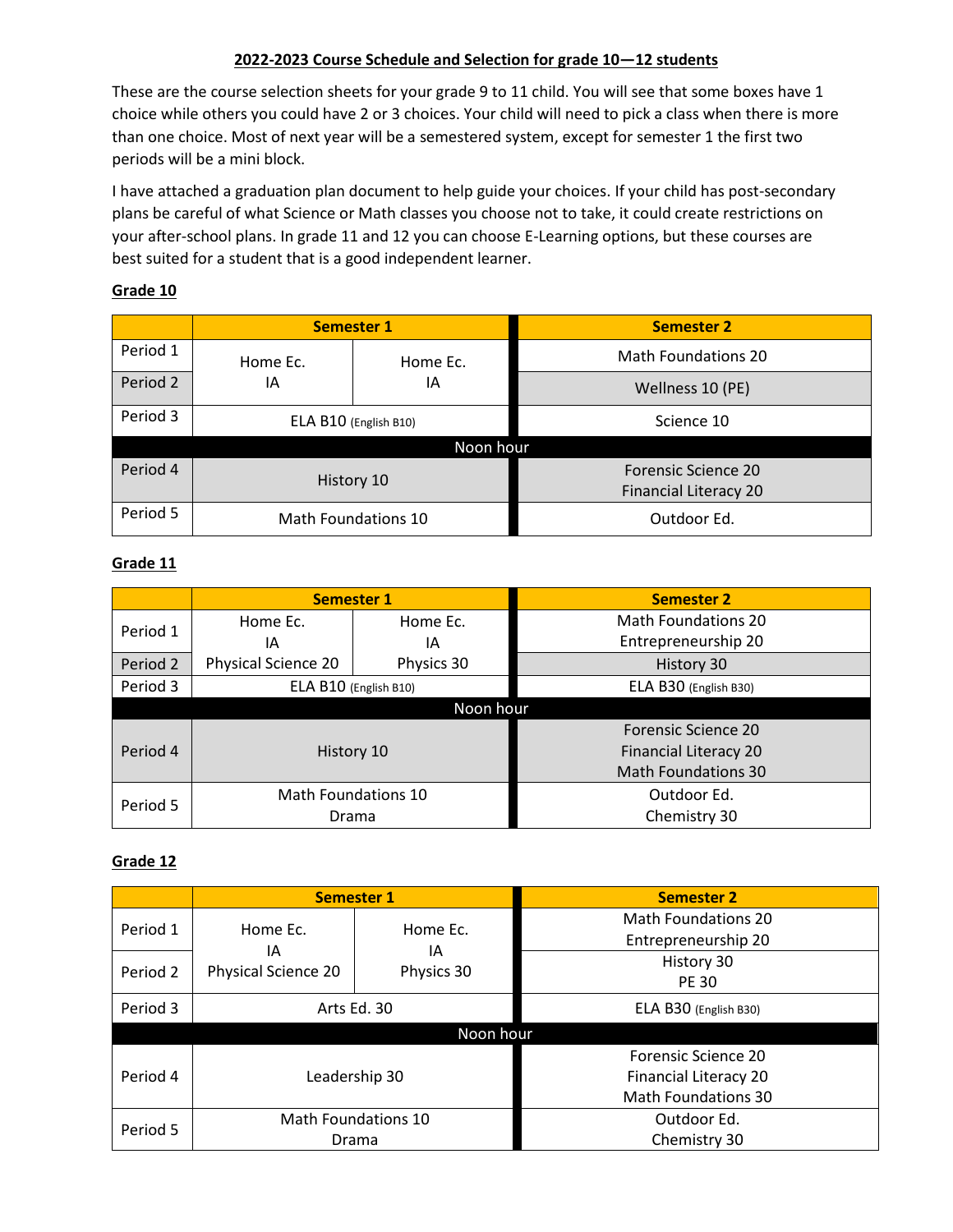**2022-2023 Course Schedule and Selection for grade 10—12 students**

These are the course selection sheets for your grade 9 to 11 child. You will see that some boxes have 1 choice while others you could have 2 or 3 choices. Your child will need to pick a class when there is more than one choice. Most of next year will be a semestered system, except for semester 1 the first two periods will be a mini block.

I have attached a graduation plan document to help guide your choices. If your child has post-secondary plans be careful of what Science or Math classes you choose not to take, it could create restrictions on your after-school plans. In grade 11 and 12 you can choose E-Learning options, but these courses are best suited for a student that is a good independent learner.

**Grade 10**

| | Semester 1 | | Semester 2 |
|---|---|---|---|
| Period 1 | Home Ec.<br>IA | Home Ec.<br>IA | Math Foundations 20 |
| Period 2 | | | Wellness 10 (PE) |
| Period 3 | ELA B10 (English B10) | | Science 10 |
| Noon hour | | | |
| Period 4 | History 10 | | Forensic Science 20<br>Financial Literacy 20 |
| Period 5 | Math Foundations 10 | | Outdoor Ed. |

**Grade 11**

| | Semester 1 | | Semester 2 |
|---|---|---|---|
| Period 1 | Home Ec.<br>IA<br>Physical Science 20 | Home Ec.<br>IA<br>Physics 30 | Math Foundations 20<br>Entrepreneurship 20 |
| Period 2 | | | History 30 |
| Period 3 | ELA B10 (English B10) | | ELA B30 (English B30) |
| Noon hour | | | |
| Period 4 | History 10 | | Forensic Science 20<br>Financial Literacy 20<br>Math Foundations 30 |
| Period 5 | Math Foundations 10<br>Drama | | Outdoor Ed.<br>Chemistry 30 |

**Grade 12**

| | Semester 1 | | Semester 2 |
|---|---|---|---|
| Period 1 | Home Ec.<br>IA<br>Physical Science 20 | Home Ec.<br>IA<br>Physics 30 | Math Foundations 20<br>Entrepreneurship 20 |
| Period 2 | | | History 30<br>PE 30 |
| Period 3 | Arts Ed. 30 | | ELA B30 (English B30) |
| Noon hour | | | |
| Period 4 | Leadership 30 | | Forensic Science 20<br>Financial Literacy 20<br>Math Foundations 30 |
| Period 5 | Math Foundations 10<br>Drama | | Outdoor Ed.<br>Chemistry 30 |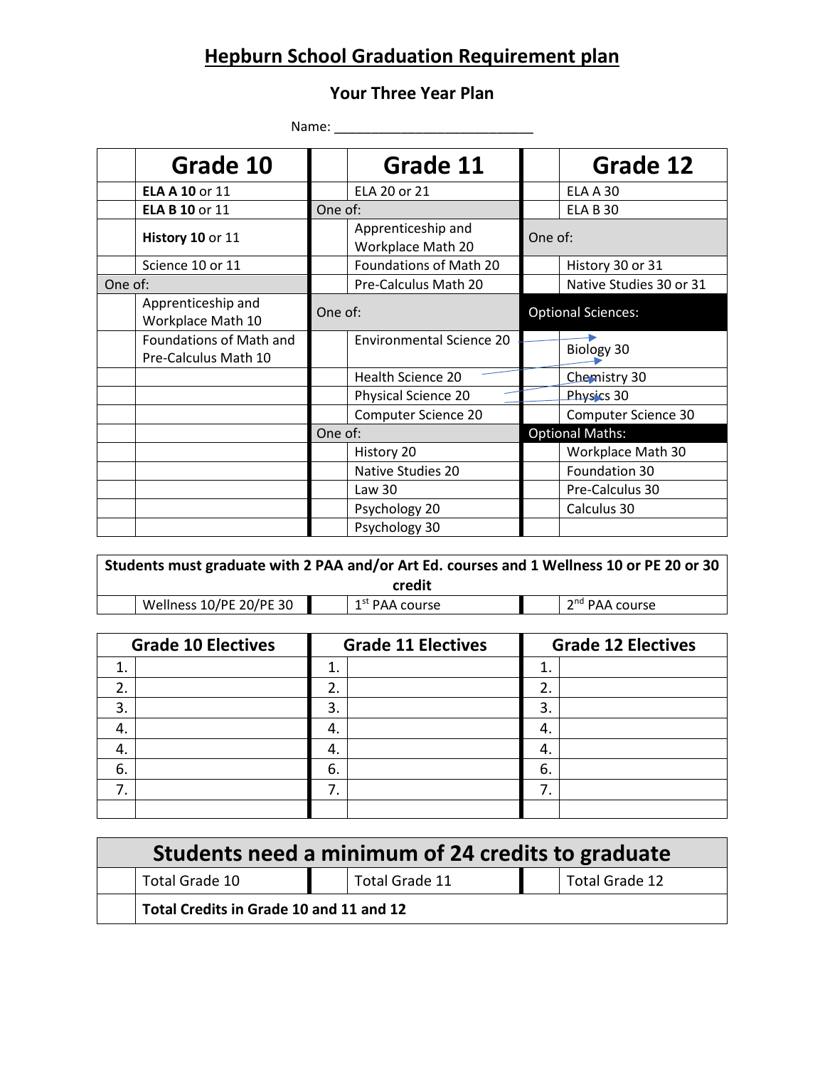# Hepburn School Graduation Requirement plan

## Your Three Year Plan

Name: ___________________________

| | Grade 10 | | Grade 11 | | Grade 12 |
|---|---|---|---|---|---|
| | **ELA A 10** or 11 | | ELA 20 or 21 | | ELA A 30 |
| | **ELA B 10** or 11 | One of: | | | ELA B 30 |
| | **History 10** or 11 | | Apprenticeship and Workplace Math 20 | One of: | |
| | Science 10 or 11 | | Foundations of Math 20 | | History 30 or 31 |
| One of: | | | Pre-Calculus Math 20 | | Native Studies 30 or 31 |
| | Apprenticeship and Workplace Math 10 | One of: | | Optional Sciences: | |
| | Foundations of Math and Pre-Calculus Math 10 | | Environmental Science 20 | | Biology 30 |
| | | | Health Science 20 | | Chemistry 30 |
| | | | Physical Science 20 | | Physics 30 |
| | | | Computer Science 20 | | Computer Science 30 |
| | | One of: | | Optional Maths: | |
| | | | History 20 | | Workplace Math 30 |
| | | | Native Studies 20 | | Foundation 30 |
| | | | Law 30 | | Pre-Calculus 30 |
| | | | Psychology 20 | | Calculus 30 |
| | | | Psychology 30 | | |

| **Students must graduate with 2 PAA and/or Art Ed. courses and 1 Wellness 10 or PE 20 or 30 credit** | | | | | |
|---|---|---|---|---|---|
| | Wellness 10/PE 20/PE 30 | | 1st PAA course | | 2nd PAA course |

| Grade 10 Electives | | Grade 11 Electives | | Grade 12 Electives | |
|---|---|---|---|---|---|
| 1. | | 1. | | 1. | |
| 2. | | 2. | | 2. | |
| 3. | | 3. | | 3. | |
| 4. | | 4. | | 4. | |
| 4. | | 4. | | 4. | |
| 6. | | 6. | | 6. | |
| 7. | | 7. | | 7. | |
| | | | | | |

| **Students need a minimum of 24 credits to graduate** | | | | | |
|---|---|---|---|---|---|
| | Total Grade 10 | | Total Grade 11 | | Total Grade 12 |
| | **Total Credits in Grade 10 and 11 and 12** | | | | |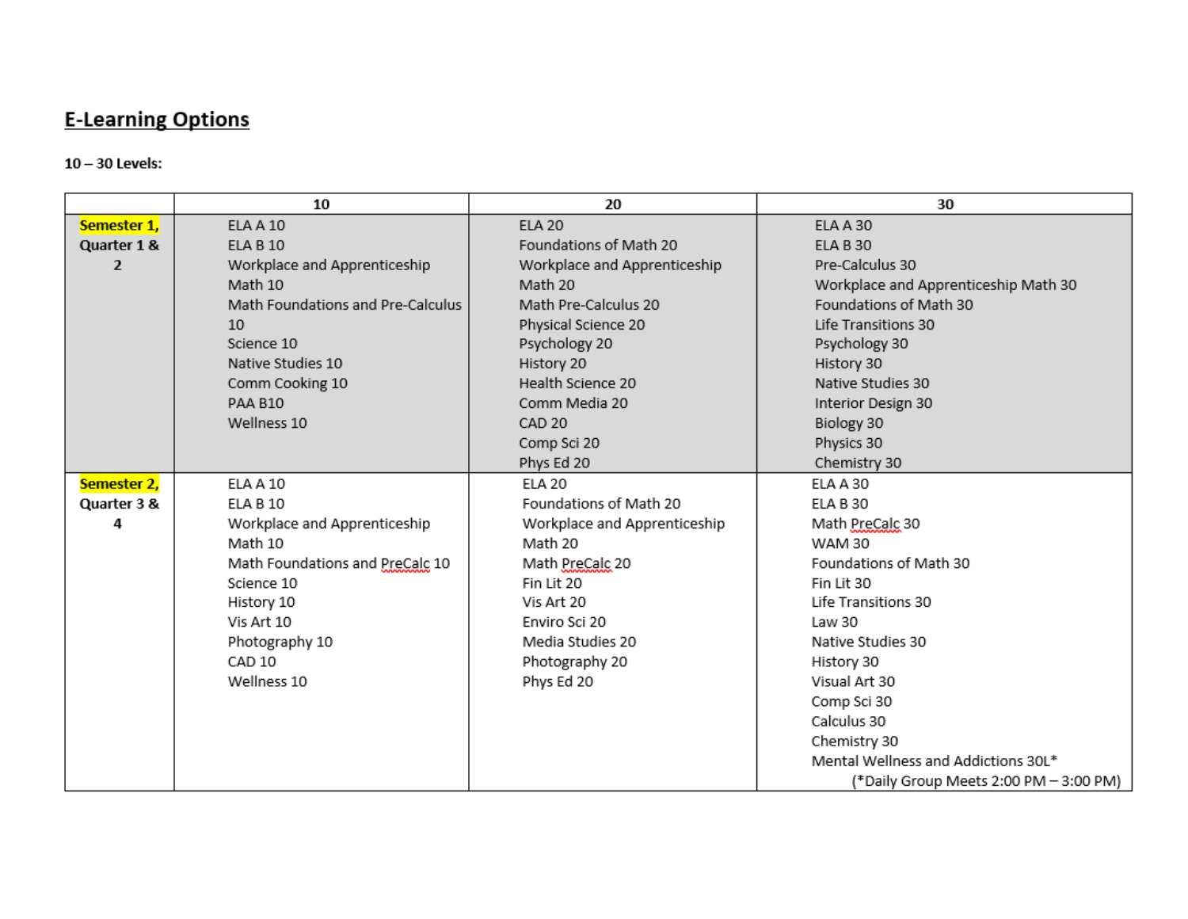## E-Learning Options

**10 – 30 Levels:**

| | 10 | 20 | 30 |
|---|---|---|---|
| **Semester 1, Quarter 1 & 2** | ELA A 10<br>ELA B 10<br>Workplace and Apprenticeship Math 10<br>Math Foundations and Pre-Calculus 10<br>Science 10<br>Native Studies 10<br>Comm Cooking 10<br>PAA B10<br>Wellness 10 | ELA 20<br>Foundations of Math 20<br>Workplace and Apprenticeship Math 20<br>Math Pre-Calculus 20<br>Physical Science 20<br>Psychology 20<br>History 20<br>Health Science 20<br>Comm Media 20<br>CAD 20<br>Comp Sci 20<br>Phys Ed 20 | ELA A 30<br>ELA B 30<br>Pre-Calculus 30<br>Workplace and Apprenticeship Math 30<br>Foundations of Math 30<br>Life Transitions 30<br>Psychology 30<br>History 30<br>Native Studies 30<br>Interior Design 30<br>Biology 30<br>Physics 30<br>Chemistry 30 |
| **Semester 2, Quarter 3 & 4** | ELA A 10<br>ELA B 10<br>Workplace and Apprenticeship Math 10<br>Math Foundations and PreCalc 10<br>Science 10<br>History 10<br>Vis Art 10<br>Photography 10<br>CAD 10<br>Wellness 10 | ELA 20<br>Foundations of Math 20<br>Workplace and Apprenticeship Math 20<br>Math PreCalc 20<br>Fin Lit 20<br>Vis Art 20<br>Enviro Sci 20<br>Media Studies 20<br>Photography 20<br>Phys Ed 20 | ELA A 30<br>ELA B 30<br>Math PreCalc 30<br>WAM 30<br>Foundations of Math 30<br>Fin Lit 30<br>Life Transitions 30<br>Law 30<br>Native Studies 30<br>History 30<br>Visual Art 30<br>Comp Sci 30<br>Calculus 30<br>Chemistry 30<br>Mental Wellness and Addictions 30L*<br>(*Daily Group Meets 2:00 PM – 3:00 PM) |